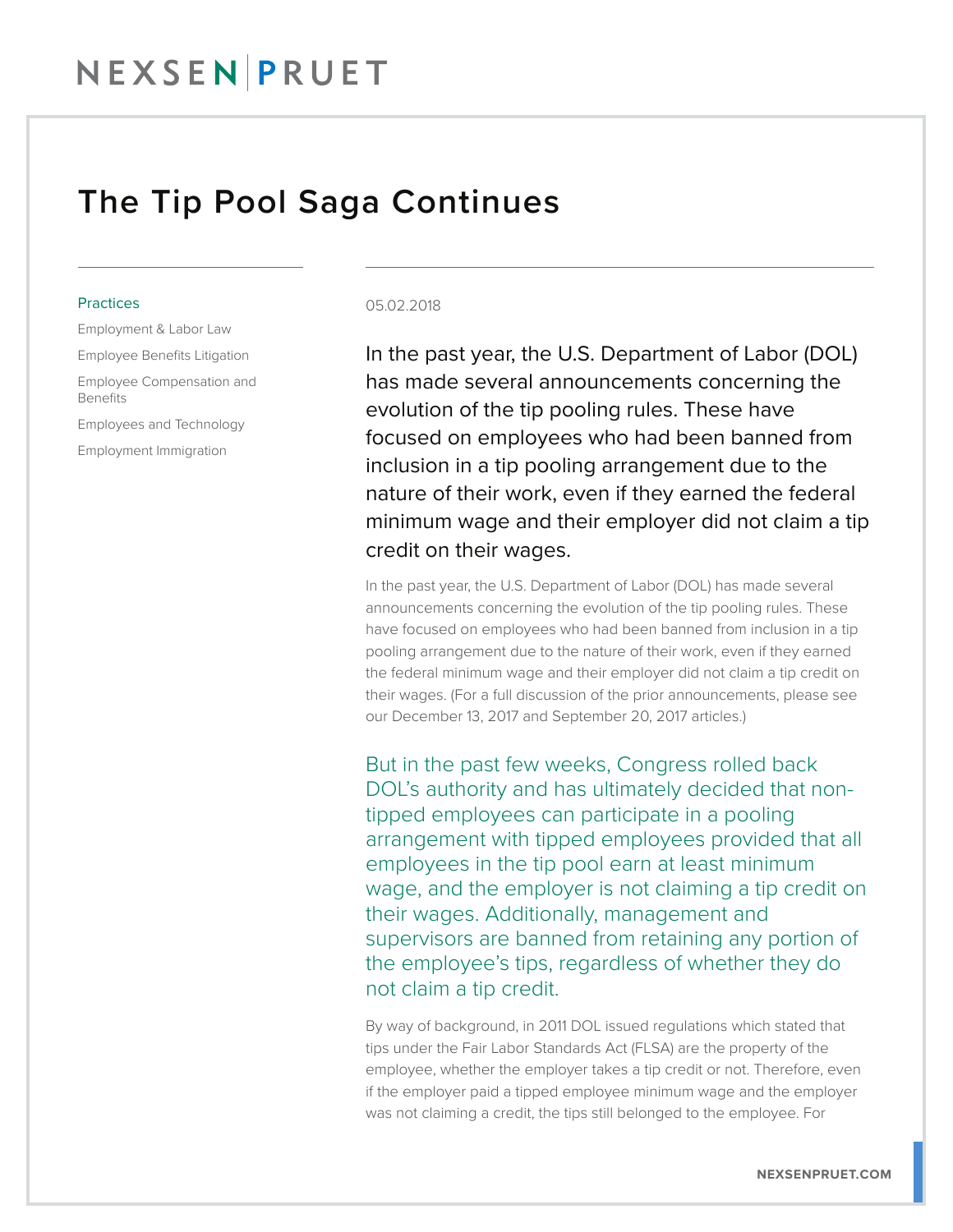NEXSEN PRUET

# The Tip Pool Saga Continues

**Practices**

Employment & Labor Law

Employee Benefits Litigation

Employee Compensation and Benefits

Employees and Technology

Employment Immigration

05.02.2018

In the past year, the U.S. Department of Labor (DOL) has made several announcements concerning the evolution of the tip pooling rules. These have focused on employees who had been banned from inclusion in a tip pooling arrangement due to the nature of their work, even if they earned the federal minimum wage and their employer did not claim a tip credit on their wages.

In the past year, the U.S. Department of Labor (DOL) has made several announcements concerning the evolution of the tip pooling rules. These have focused on employees who had been banned from inclusion in a tip pooling arrangement due to the nature of their work, even if they earned the federal minimum wage and their employer did not claim a tip credit on their wages. (For a full discussion of the prior announcements, please see our December 13, 2017 and September 20, 2017 articles.)

But in the past few weeks, Congress rolled back DOL's authority and has ultimately decided that non-tipped employees can participate in a pooling arrangement with tipped employees provided that all employees in the tip pool earn at least minimum wage, and the employer is not claiming a tip credit on their wages. Additionally, management and supervisors are banned from retaining any portion of the employee's tips, regardless of whether they do not claim a tip credit.

By way of background, in 2011 DOL issued regulations which stated that tips under the Fair Labor Standards Act (FLSA) are the property of the employee, whether the employer takes a tip credit or not. Therefore, even if the employer paid a tipped employee minimum wage and the employer was not claiming a credit, the tips still belonged to the employee. For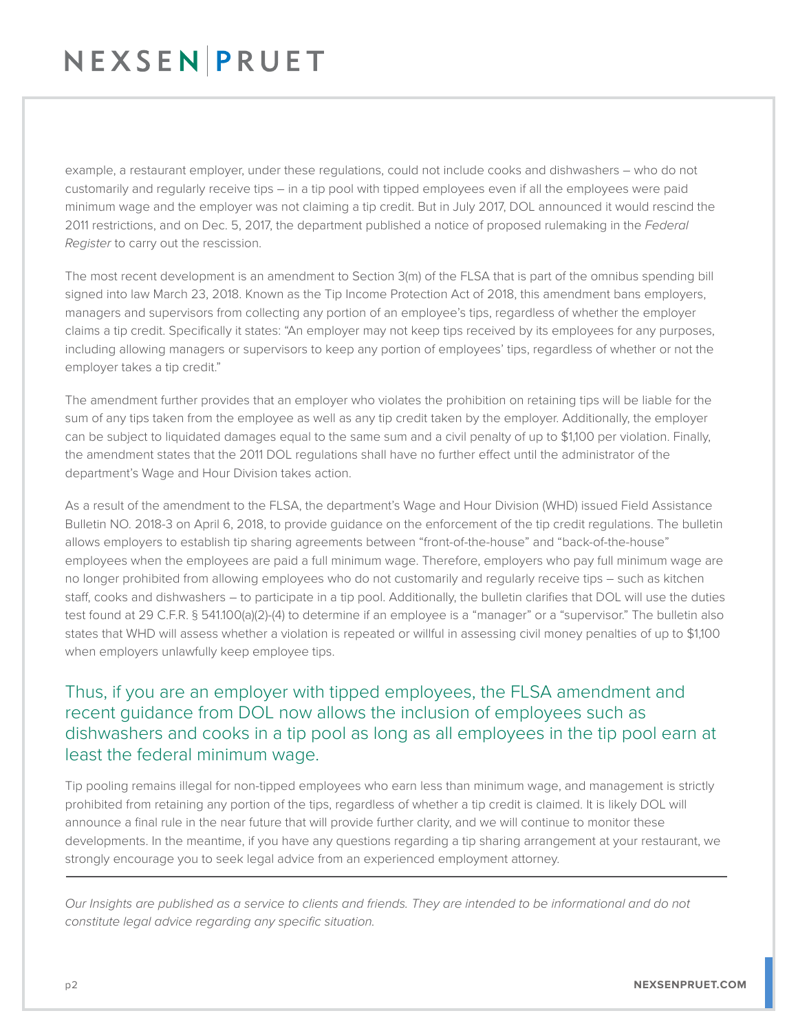example, a restaurant employer, under these regulations, could not include cooks and dishwashers – who do not customarily and regularly receive tips – in a tip pool with tipped employees even if all the employees were paid minimum wage and the employer was not claiming a tip credit. But in July 2017, DOL announced it would rescind the 2011 restrictions, and on Dec. 5, 2017, the department published a notice of proposed rulemaking in the *Federal Register* to carry out the rescission.

The most recent development is an amendment to Section 3(m) of the FLSA that is part of the omnibus spending bill signed into law March 23, 2018. Known as the Tip Income Protection Act of 2018, this amendment bans employers, managers and supervisors from collecting any portion of an employee's tips, regardless of whether the employer claims a tip credit. Specifically it states: "An employer may not keep tips received by its employees for any purposes, including allowing managers or supervisors to keep any portion of employees' tips, regardless of whether or not the employer takes a tip credit."

The amendment further provides that an employer who violates the prohibition on retaining tips will be liable for the sum of any tips taken from the employee as well as any tip credit taken by the employer. Additionally, the employer can be subject to liquidated damages equal to the same sum and a civil penalty of up to $1,100 per violation. Finally, the amendment states that the 2011 DOL regulations shall have no further effect until the administrator of the department's Wage and Hour Division takes action.

As a result of the amendment to the FLSA, the department's Wage and Hour Division (WHD) issued Field Assistance Bulletin NO. 2018-3 on April 6, 2018, to provide guidance on the enforcement of the tip credit regulations. The bulletin allows employers to establish tip sharing agreements between "front-of-the-house" and "back-of-the-house" employees when the employees are paid a full minimum wage. Therefore, employers who pay full minimum wage are no longer prohibited from allowing employees who do not customarily and regularly receive tips – such as kitchen staff, cooks and dishwashers – to participate in a tip pool. Additionally, the bulletin clarifies that DOL will use the duties test found at 29 C.F.R. § 541.100(a)(2)-(4) to determine if an employee is a "manager" or a "supervisor." The bulletin also states that WHD will assess whether a violation is repeated or willful in assessing civil money penalties of up to $1,100 when employers unlawfully keep employee tips.

### Thus, if you are an employer with tipped employees, the FLSA amendment and recent guidance from DOL now allows the inclusion of employees such as dishwashers and cooks in a tip pool as long as all employees in the tip pool earn at least the federal minimum wage.

Tip pooling remains illegal for non-tipped employees who earn less than minimum wage, and management is strictly prohibited from retaining any portion of the tips, regardless of whether a tip credit is claimed. It is likely DOL will announce a final rule in the near future that will provide further clarity, and we will continue to monitor these developments. In the meantime, if you have any questions regarding a tip sharing arrangement at your restaurant, we strongly encourage you to seek legal advice from an experienced employment attorney.

---

*Our Insights are published as a service to clients and friends. They are intended to be informational and do not constitute legal advice regarding any specific situation.*